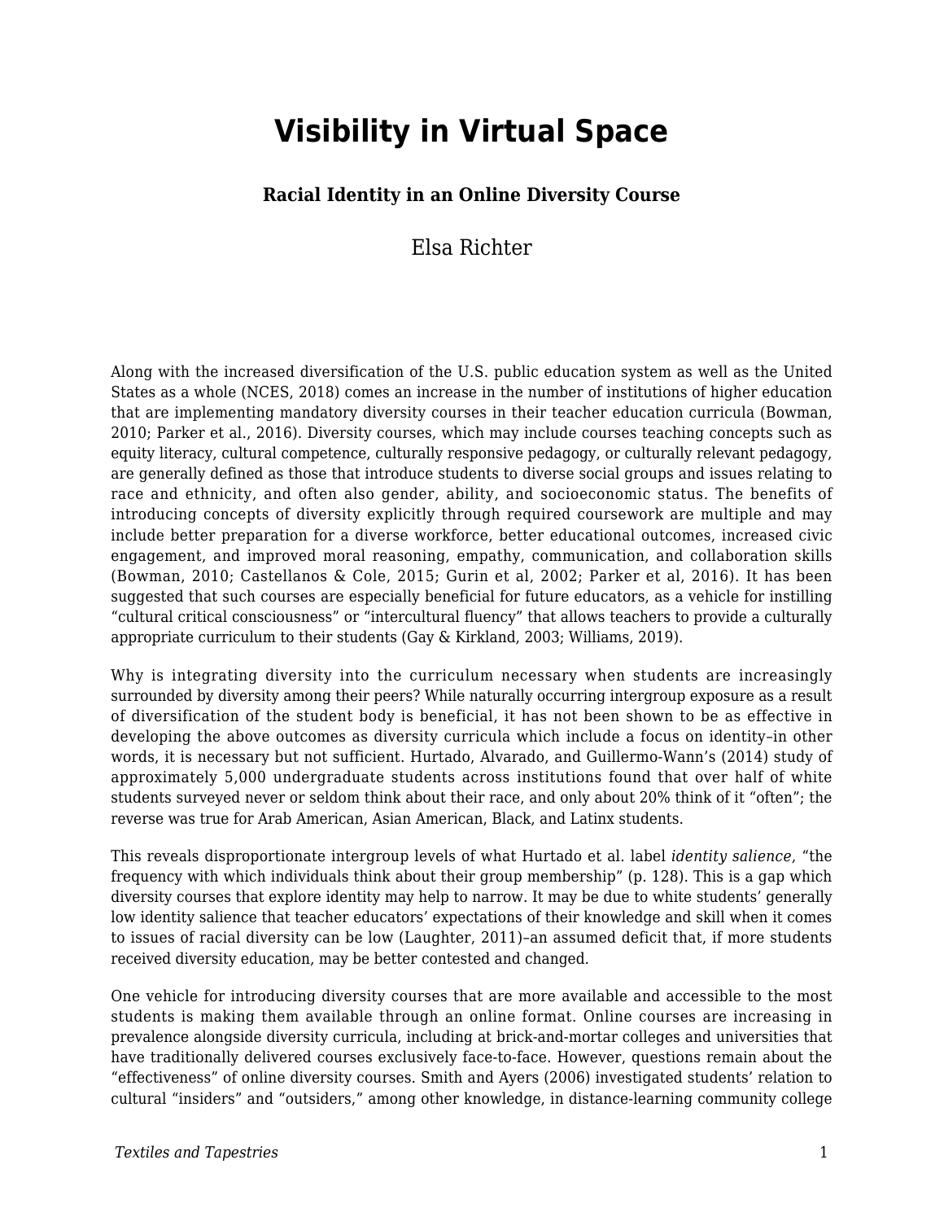# Visibility in Virtual Space

### Racial Identity in an Online Diversity Course

Elsa Richter

Along with the increased diversification of the U.S. public education system as well as the United States as a whole (NCES, 2018) comes an increase in the number of institutions of higher education that are implementing mandatory diversity courses in their teacher education curricula (Bowman, 2010; Parker et al., 2016). Diversity courses, which may include courses teaching concepts such as equity literacy, cultural competence, culturally responsive pedagogy, or culturally relevant pedagogy, are generally defined as those that introduce students to diverse social groups and issues relating to race and ethnicity, and often also gender, ability, and socioeconomic status. The benefits of introducing concepts of diversity explicitly through required coursework are multiple and may include better preparation for a diverse workforce, better educational outcomes, increased civic engagement, and improved moral reasoning, empathy, communication, and collaboration skills (Bowman, 2010; Castellanos & Cole, 2015; Gurin et al, 2002; Parker et al, 2016). It has been suggested that such courses are especially beneficial for future educators, as a vehicle for instilling "cultural critical consciousness" or "intercultural fluency" that allows teachers to provide a culturally appropriate curriculum to their students (Gay & Kirkland, 2003; Williams, 2019).

Why is integrating diversity into the curriculum necessary when students are increasingly surrounded by diversity among their peers? While naturally occurring intergroup exposure as a result of diversification of the student body is beneficial, it has not been shown to be as effective in developing the above outcomes as diversity curricula which include a focus on identity–in other words, it is necessary but not sufficient. Hurtado, Alvarado, and Guillermo-Wann's (2014) study of approximately 5,000 undergraduate students across institutions found that over half of white students surveyed never or seldom think about their race, and only about 20% think of it "often"; the reverse was true for Arab American, Asian American, Black, and Latinx students.

This reveals disproportionate intergroup levels of what Hurtado et al. label *identity salience*, "the frequency with which individuals think about their group membership" (p. 128). This is a gap which diversity courses that explore identity may help to narrow. It may be due to white students' generally low identity salience that teacher educators' expectations of their knowledge and skill when it comes to issues of racial diversity can be low (Laughter, 2011)–an assumed deficit that, if more students received diversity education, may be better contested and changed.

One vehicle for introducing diversity courses that are more available and accessible to the most students is making them available through an online format. Online courses are increasing in prevalence alongside diversity curricula, including at brick-and-mortar colleges and universities that have traditionally delivered courses exclusively face-to-face. However, questions remain about the "effectiveness" of online diversity courses. Smith and Ayers (2006) investigated students' relation to cultural "insiders" and "outsiders," among other knowledge, in distance-learning community college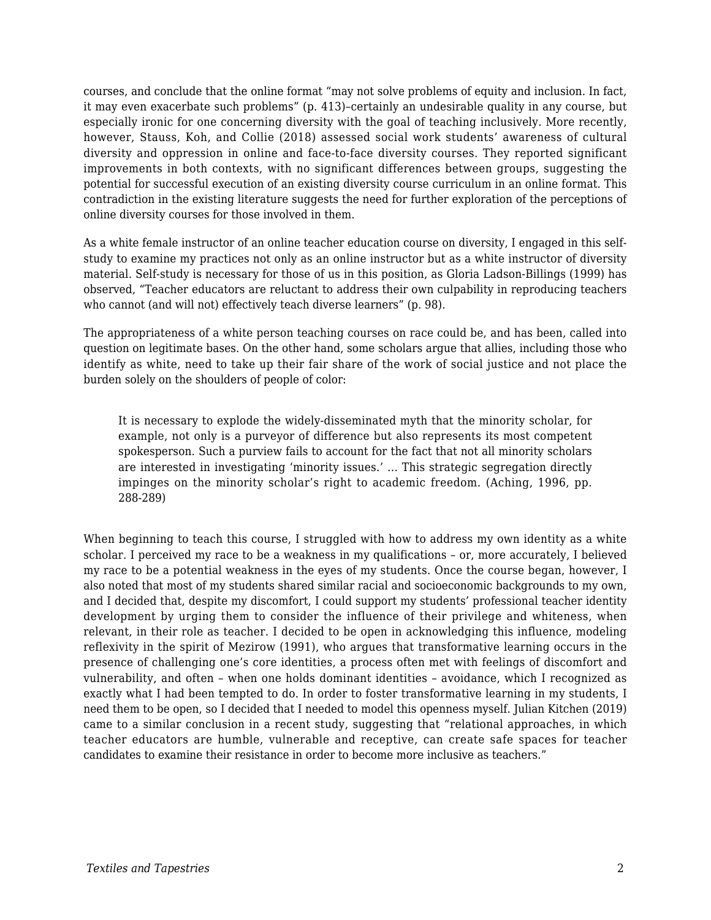courses, and conclude that the online format "may not solve problems of equity and inclusion. In fact, it may even exacerbate such problems" (p. 413)–certainly an undesirable quality in any course, but especially ironic for one concerning diversity with the goal of teaching inclusively. More recently, however, Stauss, Koh, and Collie (2018) assessed social work students' awareness of cultural diversity and oppression in online and face-to-face diversity courses. They reported significant improvements in both contexts, with no significant differences between groups, suggesting the potential for successful execution of an existing diversity course curriculum in an online format. This contradiction in the existing literature suggests the need for further exploration of the perceptions of online diversity courses for those involved in them.

As a white female instructor of an online teacher education course on diversity, I engaged in this self-study to examine my practices not only as an online instructor but as a white instructor of diversity material. Self-study is necessary for those of us in this position, as Gloria Ladson-Billings (1999) has observed, "Teacher educators are reluctant to address their own culpability in reproducing teachers who cannot (and will not) effectively teach diverse learners" (p. 98).

The appropriateness of a white person teaching courses on race could be, and has been, called into question on legitimate bases. On the other hand, some scholars argue that allies, including those who identify as white, need to take up their fair share of the work of social justice and not place the burden solely on the shoulders of people of color:

> It is necessary to explode the widely-disseminated myth that the minority scholar, for example, not only is a purveyor of difference but also represents its most competent spokesperson. Such a purview fails to account for the fact that not all minority scholars are interested in investigating 'minority issues.' … This strategic segregation directly impinges on the minority scholar's right to academic freedom. (Aching, 1996, pp. 288-289)

When beginning to teach this course, I struggled with how to address my own identity as a white scholar. I perceived my race to be a weakness in my qualifications – or, more accurately, I believed my race to be a potential weakness in the eyes of my students. Once the course began, however, I also noted that most of my students shared similar racial and socioeconomic backgrounds to my own, and I decided that, despite my discomfort, I could support my students' professional teacher identity development by urging them to consider the influence of their privilege and whiteness, when relevant, in their role as teacher. I decided to be open in acknowledging this influence, modeling reflexivity in the spirit of Mezirow (1991), who argues that transformative learning occurs in the presence of challenging one's core identities, a process often met with feelings of discomfort and vulnerability, and often – when one holds dominant identities – avoidance, which I recognized as exactly what I had been tempted to do. In order to foster transformative learning in my students, I need them to be open, so I decided that I needed to model this openness myself. Julian Kitchen (2019) came to a similar conclusion in a recent study, suggesting that "relational approaches, in which teacher educators are humble, vulnerable and receptive, can create safe spaces for teacher candidates to examine their resistance in order to become more inclusive as teachers."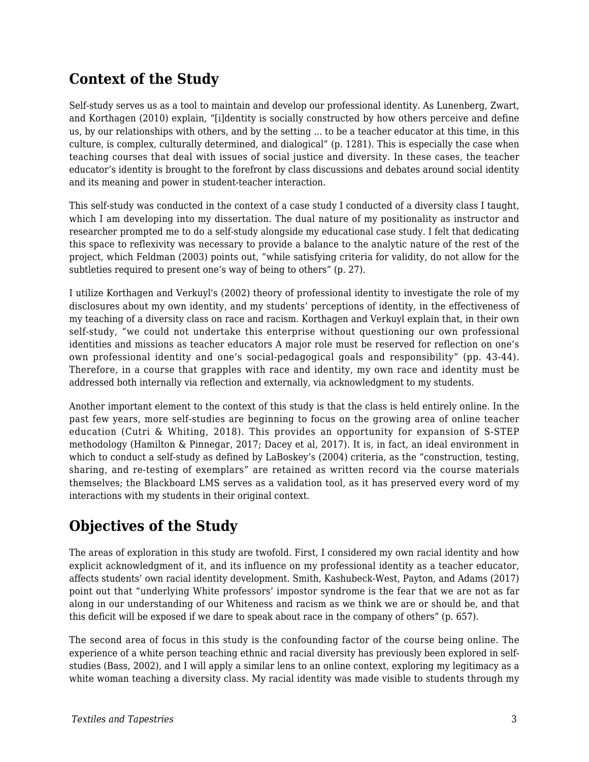## Context of the Study

Self-study serves us as a tool to maintain and develop our professional identity. As Lunenberg, Zwart, and Korthagen (2010) explain, “[i]dentity is socially constructed by how others perceive and define us, by our relationships with others, and by the setting ... to be a teacher educator at this time, in this culture, is complex, culturally determined, and dialogical” (p. 1281). This is especially the case when teaching courses that deal with issues of social justice and diversity. In these cases, the teacher educator’s identity is brought to the forefront by class discussions and debates around social identity and its meaning and power in student-teacher interaction.

This self-study was conducted in the context of a case study I conducted of a diversity class I taught, which I am developing into my dissertation. The dual nature of my positionality as instructor and researcher prompted me to do a self-study alongside my educational case study. I felt that dedicating this space to reflexivity was necessary to provide a balance to the analytic nature of the rest of the project, which Feldman (2003) points out, “while satisfying criteria for validity, do not allow for the subtleties required to present one’s way of being to others” (p. 27).

I utilize Korthagen and Verkuyl's (2002) theory of professional identity to investigate the role of my disclosures about my own identity, and my students’ perceptions of identity, in the effectiveness of my teaching of a diversity class on race and racism. Korthagen and Verkuyl explain that, in their own self-study, “we could not undertake this enterprise without questioning our own professional identities and missions as teacher educators A major role must be reserved for reflection on one’s own professional identity and one’s social-pedagogical goals and responsibility” (pp. 43-44). Therefore, in a course that grapples with race and identity, my own race and identity must be addressed both internally via reflection and externally, via acknowledgment to my students.

Another important element to the context of this study is that the class is held entirely online. In the past few years, more self-studies are beginning to focus on the growing area of online teacher education (Cutri & Whiting, 2018). This provides an opportunity for expansion of S-STEP methodology (Hamilton & Pinnegar, 2017; Dacey et al, 2017). It is, in fact, an ideal environment in which to conduct a self-study as defined by LaBoskey’s (2004) criteria, as the “construction, testing, sharing, and re-testing of exemplars” are retained as written record via the course materials themselves; the Blackboard LMS serves as a validation tool, as it has preserved every word of my interactions with my students in their original context.

## Objectives of the Study

The areas of exploration in this study are twofold. First, I considered my own racial identity and how explicit acknowledgment of it, and its influence on my professional identity as a teacher educator, affects students’ own racial identity development. Smith, Kashubeck-West, Payton, and Adams (2017) point out that “underlying White professors’ impostor syndrome is the fear that we are not as far along in our understanding of our Whiteness and racism as we think we are or should be, and that this deficit will be exposed if we dare to speak about race in the company of others” (p. 657).

The second area of focus in this study is the confounding factor of the course being online. The experience of a white person teaching ethnic and racial diversity has previously been explored in self-studies (Bass, 2002), and I will apply a similar lens to an online context, exploring my legitimacy as a white woman teaching a diversity class. My racial identity was made visible to students through my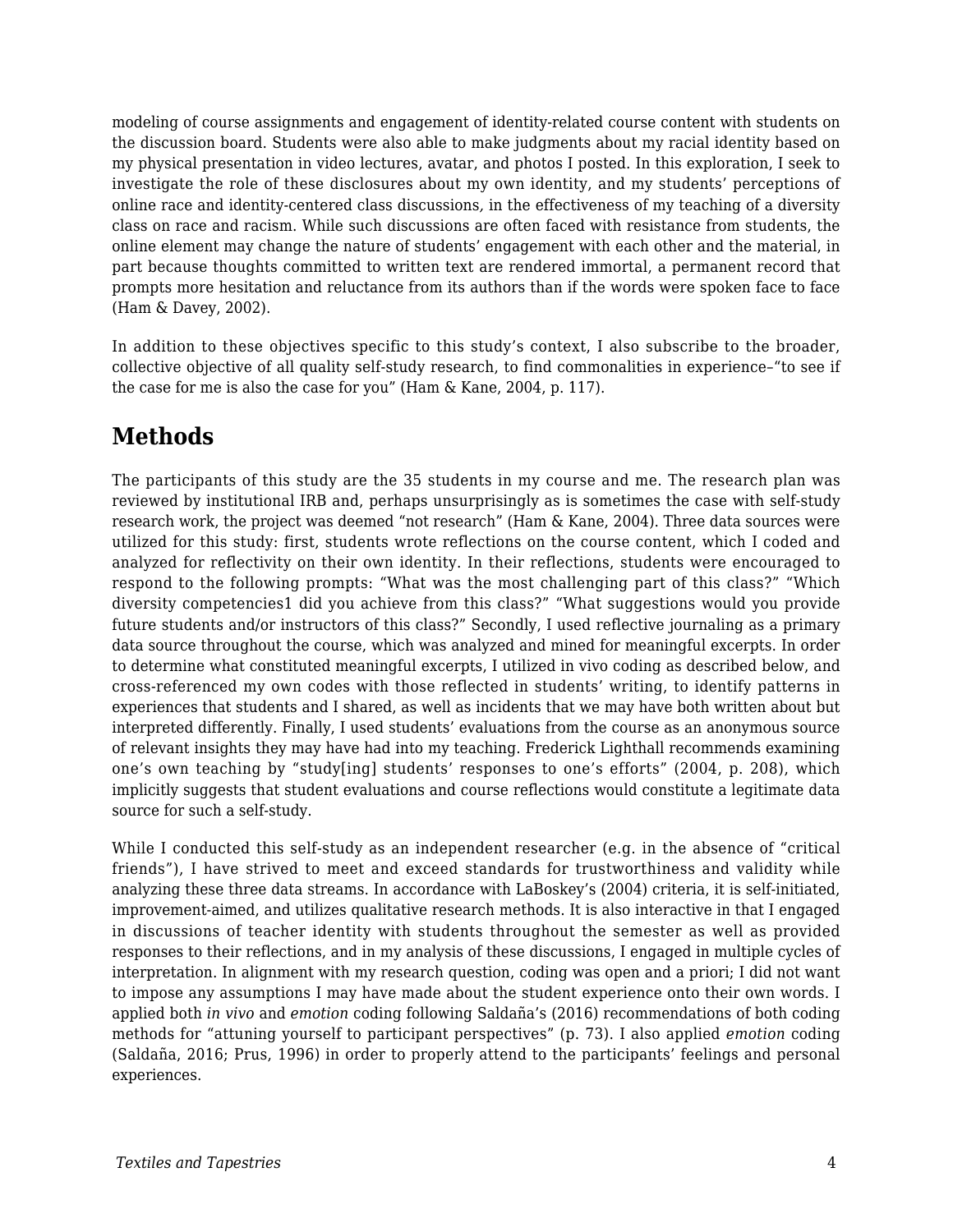modeling of course assignments and engagement of identity-related course content with students on the discussion board. Students were also able to make judgments about my racial identity based on my physical presentation in video lectures, avatar, and photos I posted. In this exploration, I seek to investigate the role of these disclosures about my own identity, and my students' perceptions of online race and identity-centered class discussions, in the effectiveness of my teaching of a diversity class on race and racism. While such discussions are often faced with resistance from students, the online element may change the nature of students' engagement with each other and the material, in part because thoughts committed to written text are rendered immortal, a permanent record that prompts more hesitation and reluctance from its authors than if the words were spoken face to face (Ham & Davey, 2002).

In addition to these objectives specific to this study's context, I also subscribe to the broader, collective objective of all quality self-study research, to find commonalities in experience–"to see if the case for me is also the case for you" (Ham & Kane, 2004, p. 117).

## Methods

The participants of this study are the 35 students in my course and me. The research plan was reviewed by institutional IRB and, perhaps unsurprisingly as is sometimes the case with self-study research work, the project was deemed "not research" (Ham & Kane, 2004). Three data sources were utilized for this study: first, students wrote reflections on the course content, which I coded and analyzed for reflectivity on their own identity. In their reflections, students were encouraged to respond to the following prompts: "What was the most challenging part of this class?" "Which diversity competencies1 did you achieve from this class?" "What suggestions would you provide future students and/or instructors of this class?" Secondly, I used reflective journaling as a primary data source throughout the course, which was analyzed and mined for meaningful excerpts. In order to determine what constituted meaningful excerpts, I utilized in vivo coding as described below, and cross-referenced my own codes with those reflected in students' writing, to identify patterns in experiences that students and I shared, as well as incidents that we may have both written about but interpreted differently. Finally, I used students' evaluations from the course as an anonymous source of relevant insights they may have had into my teaching. Frederick Lighthall recommends examining one's own teaching by "study[ing] students' responses to one's efforts" (2004, p. 208), which implicitly suggests that student evaluations and course reflections would constitute a legitimate data source for such a self-study.

While I conducted this self-study as an independent researcher (e.g. in the absence of "critical friends"), I have strived to meet and exceed standards for trustworthiness and validity while analyzing these three data streams. In accordance with LaBoskey's (2004) criteria, it is self-initiated, improvement-aimed, and utilizes qualitative research methods. It is also interactive in that I engaged in discussions of teacher identity with students throughout the semester as well as provided responses to their reflections, and in my analysis of these discussions, I engaged in multiple cycles of interpretation. In alignment with my research question, coding was open and a priori; I did not want to impose any assumptions I may have made about the student experience onto their own words. I applied both *in vivo* and *emotion* coding following Saldaña's (2016) recommendations of both coding methods for "attuning yourself to participant perspectives" (p. 73). I also applied *emotion* coding (Saldaña, 2016; Prus, 1996) in order to properly attend to the participants' feelings and personal experiences.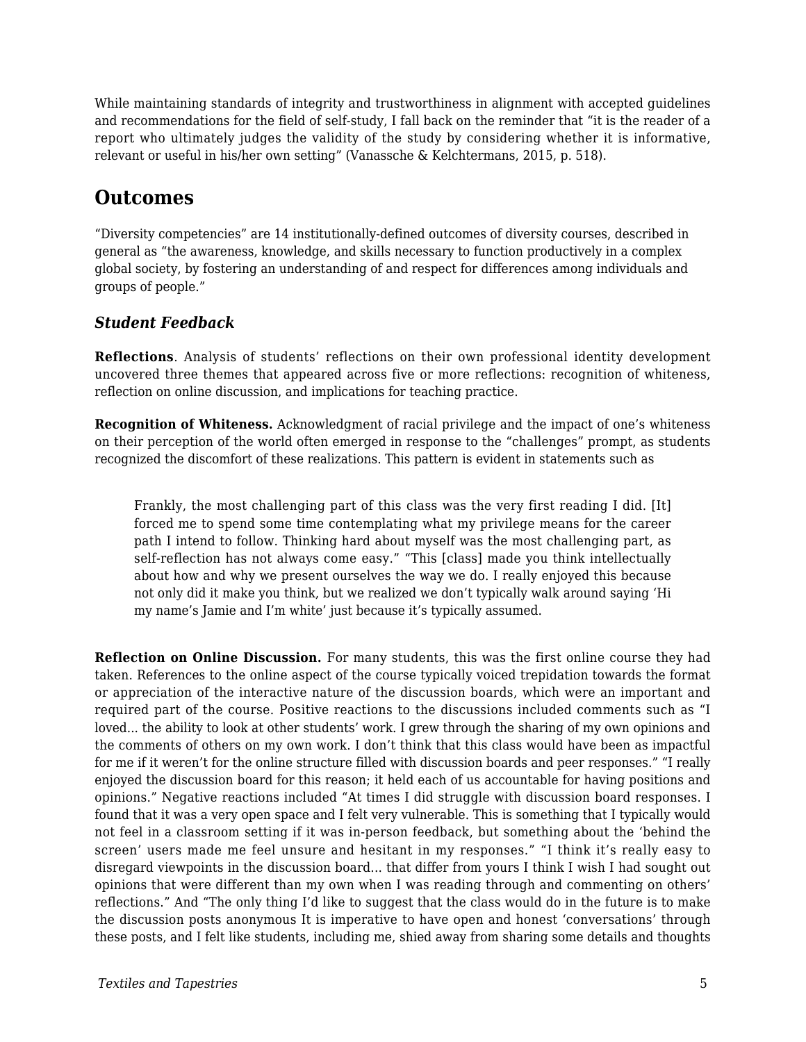While maintaining standards of integrity and trustworthiness in alignment with accepted guidelines and recommendations for the field of self-study, I fall back on the reminder that "it is the reader of a report who ultimately judges the validity of the study by considering whether it is informative, relevant or useful in his/her own setting" (Vanassche & Kelchtermans, 2015, p. 518).

## Outcomes

"Diversity competencies" are 14 institutionally-defined outcomes of diversity courses, described in general as "the awareness, knowledge, and skills necessary to function productively in a complex global society, by fostering an understanding of and respect for differences among individuals and groups of people."

### *Student Feedback*

**Reflections**. Analysis of students' reflections on their own professional identity development uncovered three themes that appeared across five or more reflections: recognition of whiteness, reflection on online discussion, and implications for teaching practice.

**Recognition of Whiteness.** Acknowledgment of racial privilege and the impact of one's whiteness on their perception of the world often emerged in response to the "challenges" prompt, as students recognized the discomfort of these realizations. This pattern is evident in statements such as

> Frankly, the most challenging part of this class was the very first reading I did. [It] forced me to spend some time contemplating what my privilege means for the career path I intend to follow. Thinking hard about myself was the most challenging part, as self-reflection has not always come easy." "This [class] made you think intellectually about how and why we present ourselves the way we do. I really enjoyed this because not only did it make you think, but we realized we don't typically walk around saying 'Hi my name's Jamie and I'm white' just because it's typically assumed.

**Reflection on Online Discussion.** For many students, this was the first online course they had taken. References to the online aspect of the course typically voiced trepidation towards the format or appreciation of the interactive nature of the discussion boards, which were an important and required part of the course. Positive reactions to the discussions included comments such as "I loved... the ability to look at other students' work. I grew through the sharing of my own opinions and the comments of others on my own work. I don't think that this class would have been as impactful for me if it weren't for the online structure filled with discussion boards and peer responses." "I really enjoyed the discussion board for this reason; it held each of us accountable for having positions and opinions." Negative reactions included "At times I did struggle with discussion board responses. I found that it was a very open space and I felt very vulnerable. This is something that I typically would not feel in a classroom setting if it was in-person feedback, but something about the 'behind the screen' users made me feel unsure and hesitant in my responses." "I think it's really easy to disregard viewpoints in the discussion board... that differ from yours I think I wish I had sought out opinions that were different than my own when I was reading through and commenting on others' reflections." And "The only thing I'd like to suggest that the class would do in the future is to make the discussion posts anonymous It is imperative to have open and honest 'conversations' through these posts, and I felt like students, including me, shied away from sharing some details and thoughts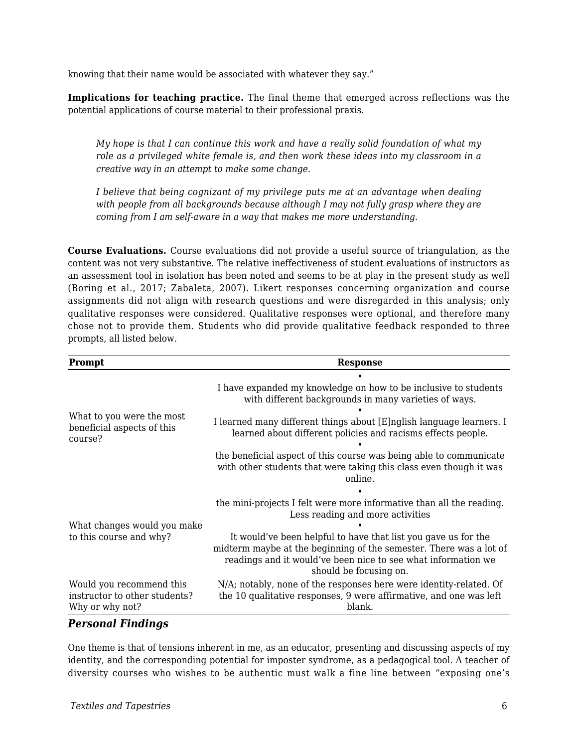knowing that their name would be associated with whatever they say."

**Implications for teaching practice.** The final theme that emerged across reflections was the potential applications of course material to their professional praxis.

> *My hope is that I can continue this work and have a really solid foundation of what my role as a privileged white female is, and then work these ideas into my classroom in a creative way in an attempt to make some change.*

> *I believe that being cognizant of my privilege puts me at an advantage when dealing with people from all backgrounds because although I may not fully grasp where they are coming from I am self-aware in a way that makes me more understanding.*

**Course Evaluations.** Course evaluations did not provide a useful source of triangulation, as the content was not very substantive. The relative ineffectiveness of student evaluations of instructors as an assessment tool in isolation has been noted and seems to be at play in the present study as well (Boring et al., 2017; Zabaleta, 2007). Likert responses concerning organization and course assignments did not align with research questions and were disregarded in this analysis; only qualitative responses were considered. Qualitative responses were optional, and therefore many chose not to provide them. Students who did provide qualitative feedback responded to three prompts, all listed below.

| Prompt | Response |
|---|---|
| What to you were the most beneficial aspects of this course? | • I have expanded my knowledge on how to be inclusive to students with different backgrounds in many varieties of ways.<br>• I learned many different things about [E]nglish language learners. I learned about different policies and racisms effects people.<br>• the beneficial aspect of this course was being able to communicate with other students that were taking this class even though it was online. |
| What changes would you make to this course and why? | • the mini-projects I felt were more informative than all the reading. Less reading and more activities<br>• It would've been helpful to have that list you gave us for the midterm maybe at the beginning of the semester. There was a lot of readings and it would've been nice to see what information we should be focusing on. |
| Would you recommend this instructor to other students? Why or why not? | N/A; notably, none of the responses here were identity-related. Of the 10 qualitative responses, 9 were affirmative, and one was left blank. |

### *Personal Findings*

One theme is that of tensions inherent in me, as an educator, presenting and discussing aspects of my identity, and the corresponding potential for imposter syndrome, as a pedagogical tool. A teacher of diversity courses who wishes to be authentic must walk a fine line between "exposing one's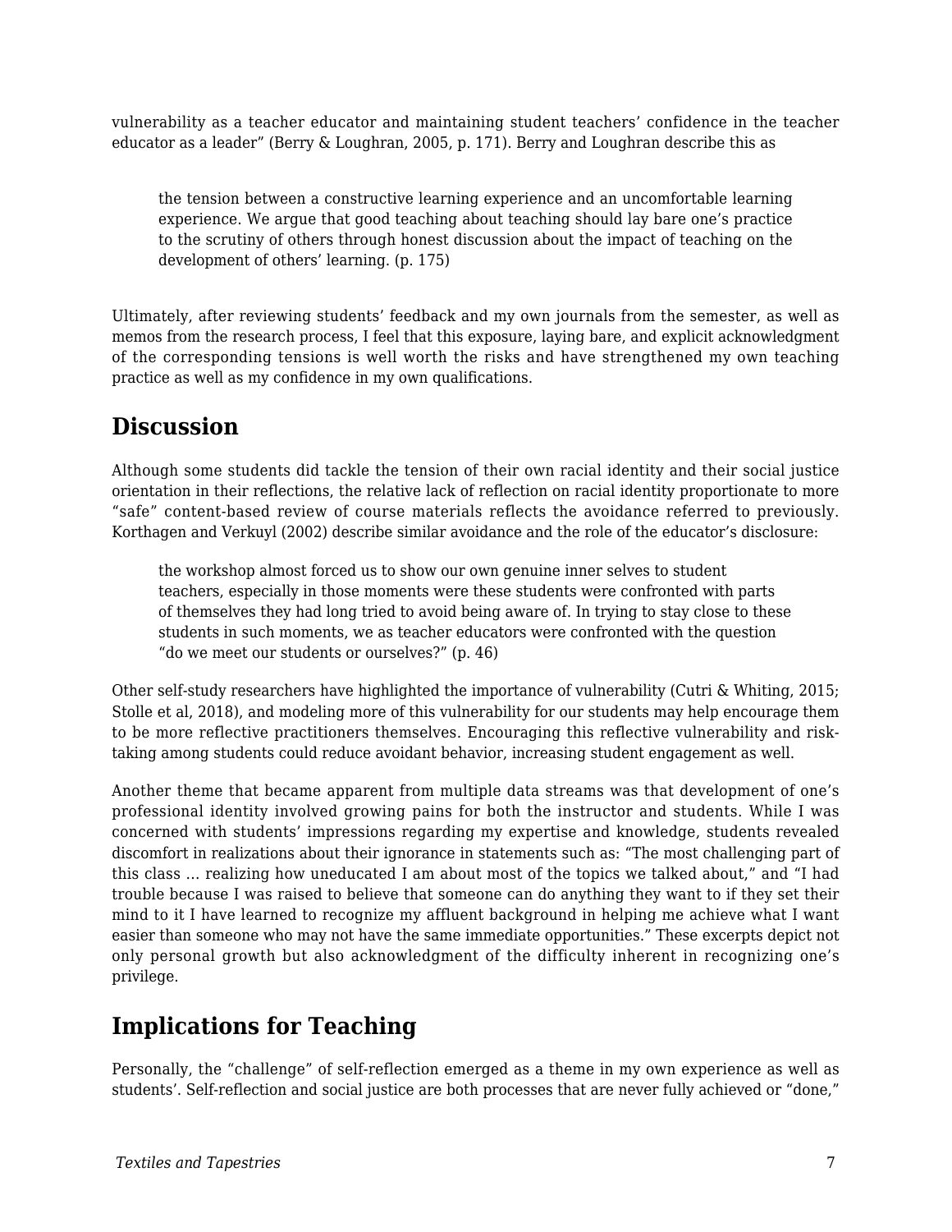vulnerability as a teacher educator and maintaining student teachers' confidence in the teacher educator as a leader" (Berry & Loughran, 2005, p. 171). Berry and Loughran describe this as

> the tension between a constructive learning experience and an uncomfortable learning experience. We argue that good teaching about teaching should lay bare one's practice to the scrutiny of others through honest discussion about the impact of teaching on the development of others' learning. (p. 175)

Ultimately, after reviewing students' feedback and my own journals from the semester, as well as memos from the research process, I feel that this exposure, laying bare, and explicit acknowledgment of the corresponding tensions is well worth the risks and have strengthened my own teaching practice as well as my confidence in my own qualifications.

## Discussion

Although some students did tackle the tension of their own racial identity and their social justice orientation in their reflections, the relative lack of reflection on racial identity proportionate to more "safe" content-based review of course materials reflects the avoidance referred to previously. Korthagen and Verkuyl (2002) describe similar avoidance and the role of the educator's disclosure:

> the workshop almost forced us to show our own genuine inner selves to student teachers, especially in those moments were these students were confronted with parts of themselves they had long tried to avoid being aware of. In trying to stay close to these students in such moments, we as teacher educators were confronted with the question "do we meet our students or ourselves?" (p. 46)

Other self-study researchers have highlighted the importance of vulnerability (Cutri & Whiting, 2015; Stolle et al, 2018), and modeling more of this vulnerability for our students may help encourage them to be more reflective practitioners themselves. Encouraging this reflective vulnerability and risk-taking among students could reduce avoidant behavior, increasing student engagement as well.

Another theme that became apparent from multiple data streams was that development of one's professional identity involved growing pains for both the instructor and students. While I was concerned with students' impressions regarding my expertise and knowledge, students revealed discomfort in realizations about their ignorance in statements such as: "The most challenging part of this class … realizing how uneducated I am about most of the topics we talked about," and "I had trouble because I was raised to believe that someone can do anything they want to if they set their mind to it I have learned to recognize my affluent background in helping me achieve what I want easier than someone who may not have the same immediate opportunities." These excerpts depict not only personal growth but also acknowledgment of the difficulty inherent in recognizing one's privilege.

## Implications for Teaching

Personally, the "challenge" of self-reflection emerged as a theme in my own experience as well as students'. Self-reflection and social justice are both processes that are never fully achieved or "done,"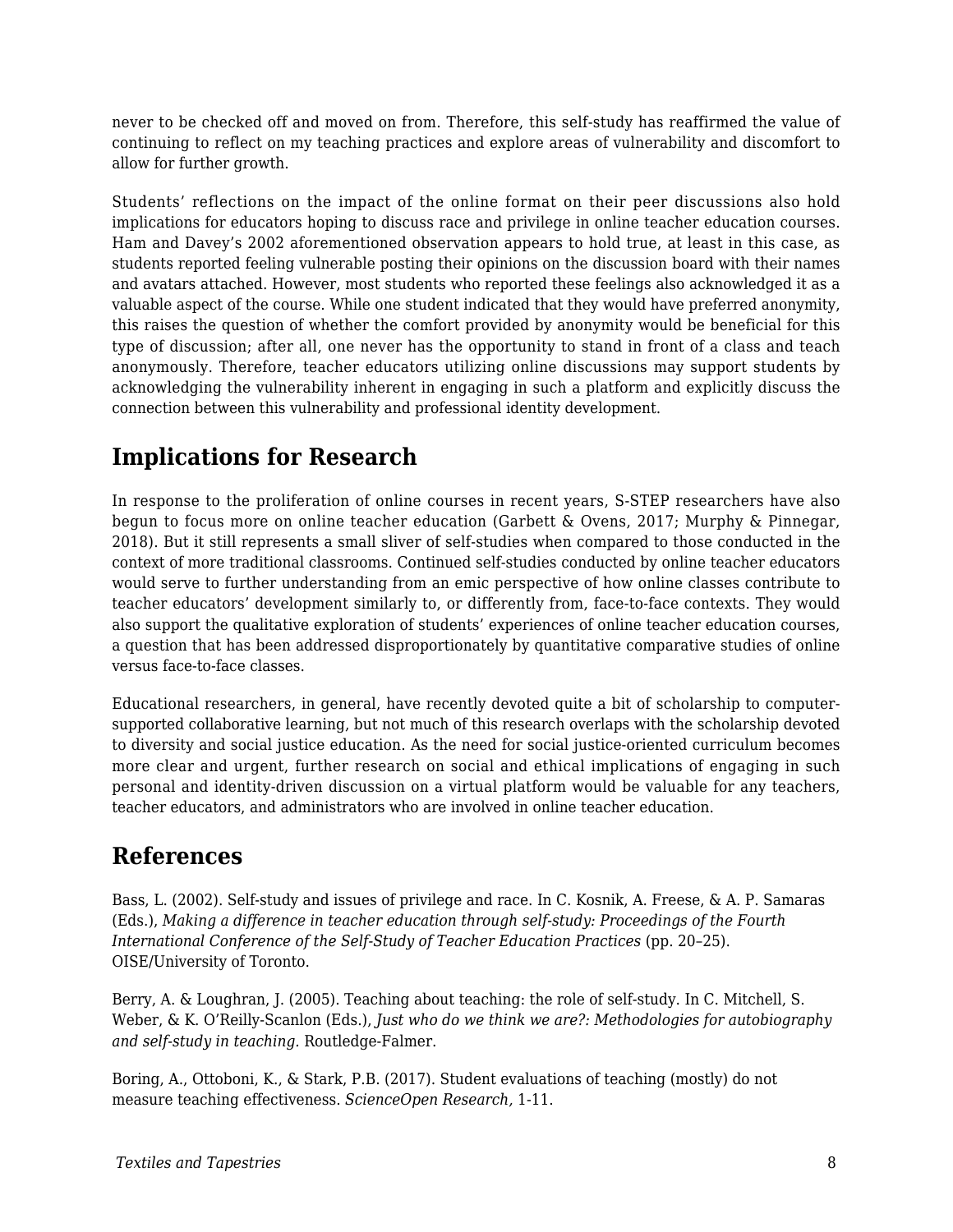never to be checked off and moved on from. Therefore, this self-study has reaffirmed the value of continuing to reflect on my teaching practices and explore areas of vulnerability and discomfort to allow for further growth.

Students' reflections on the impact of the online format on their peer discussions also hold implications for educators hoping to discuss race and privilege in online teacher education courses. Ham and Davey's 2002 aforementioned observation appears to hold true, at least in this case, as students reported feeling vulnerable posting their opinions on the discussion board with their names and avatars attached. However, most students who reported these feelings also acknowledged it as a valuable aspect of the course. While one student indicated that they would have preferred anonymity, this raises the question of whether the comfort provided by anonymity would be beneficial for this type of discussion; after all, one never has the opportunity to stand in front of a class and teach anonymously. Therefore, teacher educators utilizing online discussions may support students by acknowledging the vulnerability inherent in engaging in such a platform and explicitly discuss the connection between this vulnerability and professional identity development.

## Implications for Research

In response to the proliferation of online courses in recent years, S-STEP researchers have also begun to focus more on online teacher education (Garbett & Ovens, 2017; Murphy & Pinnegar, 2018). But it still represents a small sliver of self-studies when compared to those conducted in the context of more traditional classrooms. Continued self-studies conducted by online teacher educators would serve to further understanding from an emic perspective of how online classes contribute to teacher educators' development similarly to, or differently from, face-to-face contexts. They would also support the qualitative exploration of students' experiences of online teacher education courses, a question that has been addressed disproportionately by quantitative comparative studies of online versus face-to-face classes.

Educational researchers, in general, have recently devoted quite a bit of scholarship to computer-supported collaborative learning, but not much of this research overlaps with the scholarship devoted to diversity and social justice education. As the need for social justice-oriented curriculum becomes more clear and urgent, further research on social and ethical implications of engaging in such personal and identity-driven discussion on a virtual platform would be valuable for any teachers, teacher educators, and administrators who are involved in online teacher education.

## References

Bass, L. (2002). Self-study and issues of privilege and race. In C. Kosnik, A. Freese, & A. P. Samaras (Eds.), *Making a difference in teacher education through self-study: Proceedings of the Fourth International Conference of the Self-Study of Teacher Education Practices* (pp. 20–25). OISE/University of Toronto.

Berry, A. & Loughran, J. (2005). Teaching about teaching: the role of self-study. In C. Mitchell, S. Weber, & K. O'Reilly-Scanlon (Eds.), *Just who do we think we are?: Methodologies for autobiography and self-study in teaching.* Routledge-Falmer.

Boring, A., Ottoboni, K., & Stark, P.B. (2017). Student evaluations of teaching (mostly) do not measure teaching effectiveness. *ScienceOpen Research,* 1-11.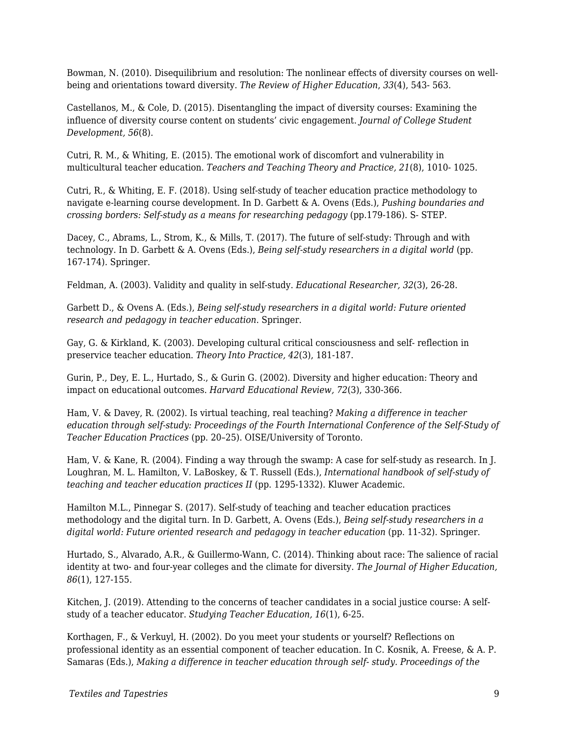Bowman, N. (2010). Disequilibrium and resolution: The nonlinear effects of diversity courses on well-being and orientations toward diversity. *The Review of Higher Education*, *33*(4), 543- 563.

Castellanos, M., & Cole, D. (2015). Disentangling the impact of diversity courses: Examining the influence of diversity course content on students' civic engagement. *Journal of College Student Development, 56*(8).

Cutri, R. M., & Whiting, E. (2015). The emotional work of discomfort and vulnerability in multicultural teacher education. *Teachers and Teaching Theory and Practice, 21*(8), 1010- 1025.

Cutri, R., & Whiting, E. F. (2018). Using self-study of teacher education practice methodology to navigate e-learning course development. In D. Garbett & A. Ovens (Eds.), *Pushing boundaries and crossing borders: Self-study as a means for researching pedagogy* (pp.179-186). S- STEP.

Dacey, C., Abrams, L., Strom, K., & Mills, T. (2017). The future of self-study: Through and with technology. In D. Garbett & A. Ovens (Eds.), *Being self-study researchers in a digital world* (pp. 167-174). Springer.

Feldman, A. (2003). Validity and quality in self-study. *Educational Researcher, 32*(3), 26-28.

Garbett D., & Ovens A. (Eds.), *Being self-study researchers in a digital world: Future oriented research and pedagogy in teacher education*. Springer.

Gay, G. & Kirkland, K. (2003). Developing cultural critical consciousness and self- reflection in preservice teacher education. *Theory Into Practice, 42*(3), 181-187.

Gurin, P., Dey, E. L., Hurtado, S., & Gurin G. (2002). Diversity and higher education: Theory and impact on educational outcomes. *Harvard Educational Review, 72*(3), 330-366.

Ham, V. & Davey, R. (2002). Is virtual teaching, real teaching? *Making a difference in teacher education through self-study: Proceedings of the Fourth International Conference of the Self-Study of Teacher Education Practices* (pp. 20–25). OISE/University of Toronto.

Ham, V. & Kane, R. (2004). Finding a way through the swamp: A case for self-study as research. In J. Loughran, M. L. Hamilton, V. LaBoskey, & T. Russell (Eds.), *International handbook of self-study of teaching and teacher education practices II* (pp. 1295-1332). Kluwer Academic.

Hamilton M.L., Pinnegar S. (2017). Self-study of teaching and teacher education practices methodology and the digital turn. In D. Garbett, A. Ovens (Eds.), *Being self-study researchers in a digital world: Future oriented research and pedagogy in teacher education* (pp. 11-32). Springer.

Hurtado, S., Alvarado, A.R., & Guillermo-Wann, C. (2014). Thinking about race: The salience of racial identity at two- and four-year colleges and the climate for diversity. *The Journal of Higher Education, 86*(1), 127-155.

Kitchen, J. (2019). Attending to the concerns of teacher candidates in a social justice course: A self-study of a teacher educator. *Studying Teacher Education, 16*(1), 6-25.

Korthagen, F., & Verkuyl, H. (2002). Do you meet your students or yourself? Reflections on professional identity as an essential component of teacher education. In C. Kosnik, A. Freese, & A. P. Samaras (Eds.), *Making a difference in teacher education through self- study. Proceedings of the*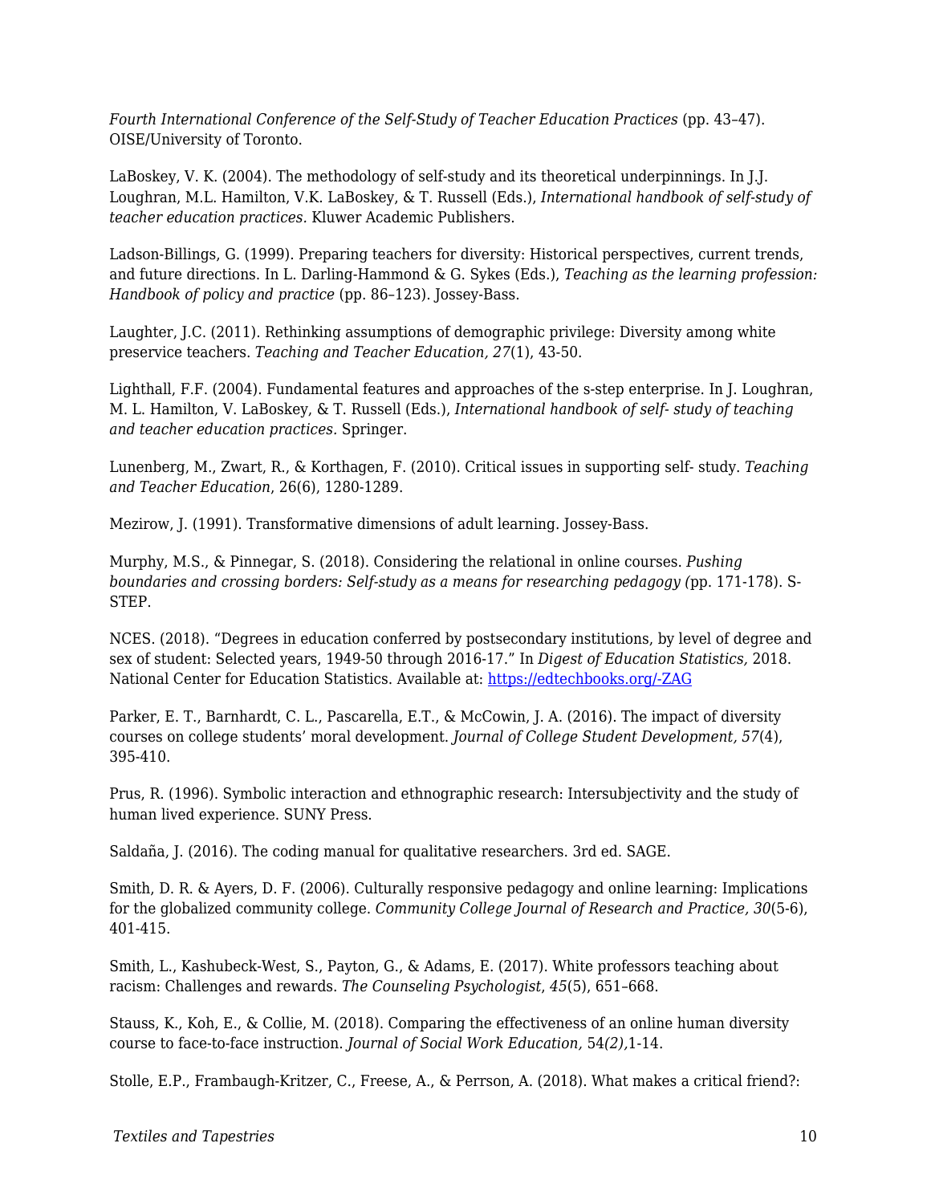*Fourth International Conference of the Self-Study of Teacher Education Practices* (pp. 43–47). OISE/University of Toronto.

LaBoskey, V. K. (2004). The methodology of self-study and its theoretical underpinnings. In J.J. Loughran, M.L. Hamilton, V.K. LaBoskey, & T. Russell (Eds.), *International handbook of self-study of teacher education practices.* Kluwer Academic Publishers.

Ladson-Billings, G. (1999). Preparing teachers for diversity: Historical perspectives, current trends, and future directions. In L. Darling-Hammond & G. Sykes (Eds.), *Teaching as the learning profession: Handbook of policy and practice* (pp. 86–123). Jossey-Bass.

Laughter, J.C. (2011). Rethinking assumptions of demographic privilege: Diversity among white preservice teachers. *Teaching and Teacher Education, 27*(1), 43-50.

Lighthall, F.F. (2004). Fundamental features and approaches of the s-step enterprise. In J. Loughran, M. L. Hamilton, V. LaBoskey, & T. Russell (Eds.), *International handbook of self- study of teaching and teacher education practices.* Springer.

Lunenberg, M., Zwart, R., & Korthagen, F. (2010). Critical issues in supporting self- study. *Teaching and Teacher Education*, 26(6), 1280-1289.

Mezirow, J. (1991). Transformative dimensions of adult learning. Jossey-Bass.

Murphy, M.S., & Pinnegar, S. (2018). Considering the relational in online courses. *Pushing boundaries and crossing borders: Self-study as a means for researching pedagogy (*pp. 171-178). S-STEP.

NCES. (2018). "Degrees in education conferred by postsecondary institutions, by level of degree and sex of student: Selected years, 1949-50 through 2016-17." In *Digest of Education Statistics,* 2018. National Center for Education Statistics. Available at: https://edtechbooks.org/-ZAG

Parker, E. T., Barnhardt, C. L., Pascarella, E.T., & McCowin, J. A. (2016). The impact of diversity courses on college students' moral development. *Journal of College Student Development, 57*(4), 395-410.

Prus, R. (1996). Symbolic interaction and ethnographic research: Intersubjectivity and the study of human lived experience. SUNY Press.

Saldaña, J. (2016). The coding manual for qualitative researchers. 3rd ed. SAGE.

Smith, D. R. & Ayers, D. F. (2006). Culturally responsive pedagogy and online learning: Implications for the globalized community college. *Community College Journal of Research and Practice, 30*(5-6), 401-415.

Smith, L., Kashubeck-West, S., Payton, G., & Adams, E. (2017). White professors teaching about racism: Challenges and rewards. *The Counseling Psychologist*, *45*(5), 651–668.

Stauss, K., Koh, E., & Collie, M. (2018). Comparing the effectiveness of an online human diversity course to face-to-face instruction. *Journal of Social Work Education,* 54*(2),*1-14.

Stolle, E.P., Frambaugh-Kritzer, C., Freese, A., & Perrson, A. (2018). What makes a critical friend?: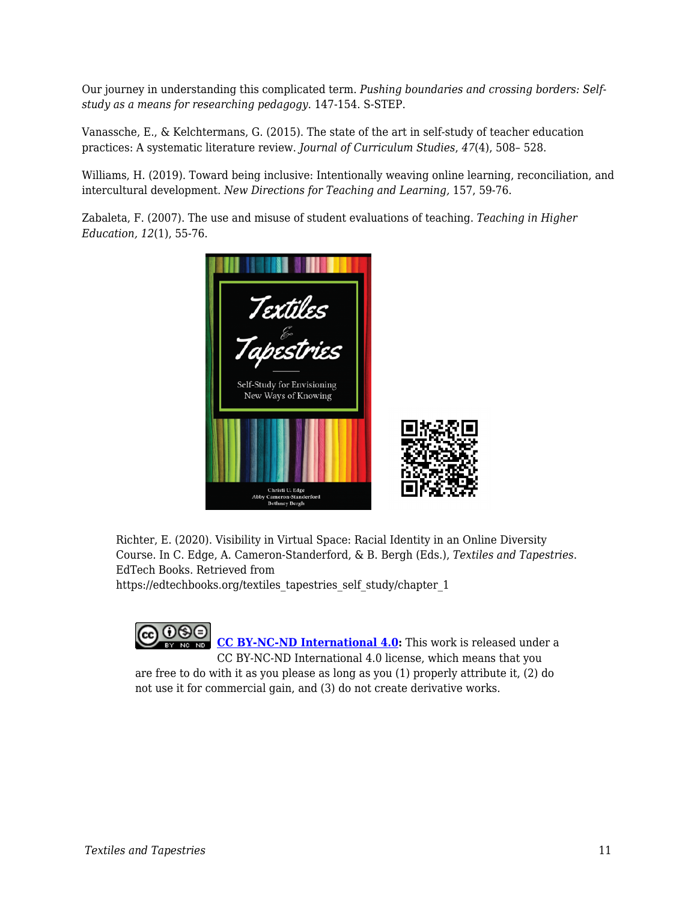Our journey in understanding this complicated term. *Pushing boundaries and crossing borders: Self-study as a means for researching pedagogy.* 147-154. S-STEP.

Vanassche, E., & Kelchtermans, G. (2015). The state of the art in self-study of teacher education practices: A systematic literature review. *Journal of Curriculum Studies*, *47*(4), 508– 528.

Williams, H. (2019). Toward being inclusive: Intentionally weaving online learning, reconciliation, and intercultural development. *New Directions for Teaching and Learning,* 157, 59-76.

Zabaleta, F. (2007). The use and misuse of student evaluations of teaching. *Teaching in Higher Education, 12*(1), 55-76.

Richter, E. (2020). Visibility in Virtual Space: Racial Identity in an Online Diversity Course. In C. Edge, A. Cameron-Standerford, & B. Bergh (Eds.), *Textiles and Tapestries*. EdTech Books. Retrieved from https://edtechbooks.org/textiles_tapestries_self_study/chapter_1

**[CC BY-NC-ND International 4.0](https://creativecommons.org/licenses/by-nc-nd/4.0/):** This work is released under a CC BY-NC-ND International 4.0 license, which means that you are free to do with it as you please as long as you (1) properly attribute it, (2) do not use it for commercial gain, and (3) do not create derivative works.